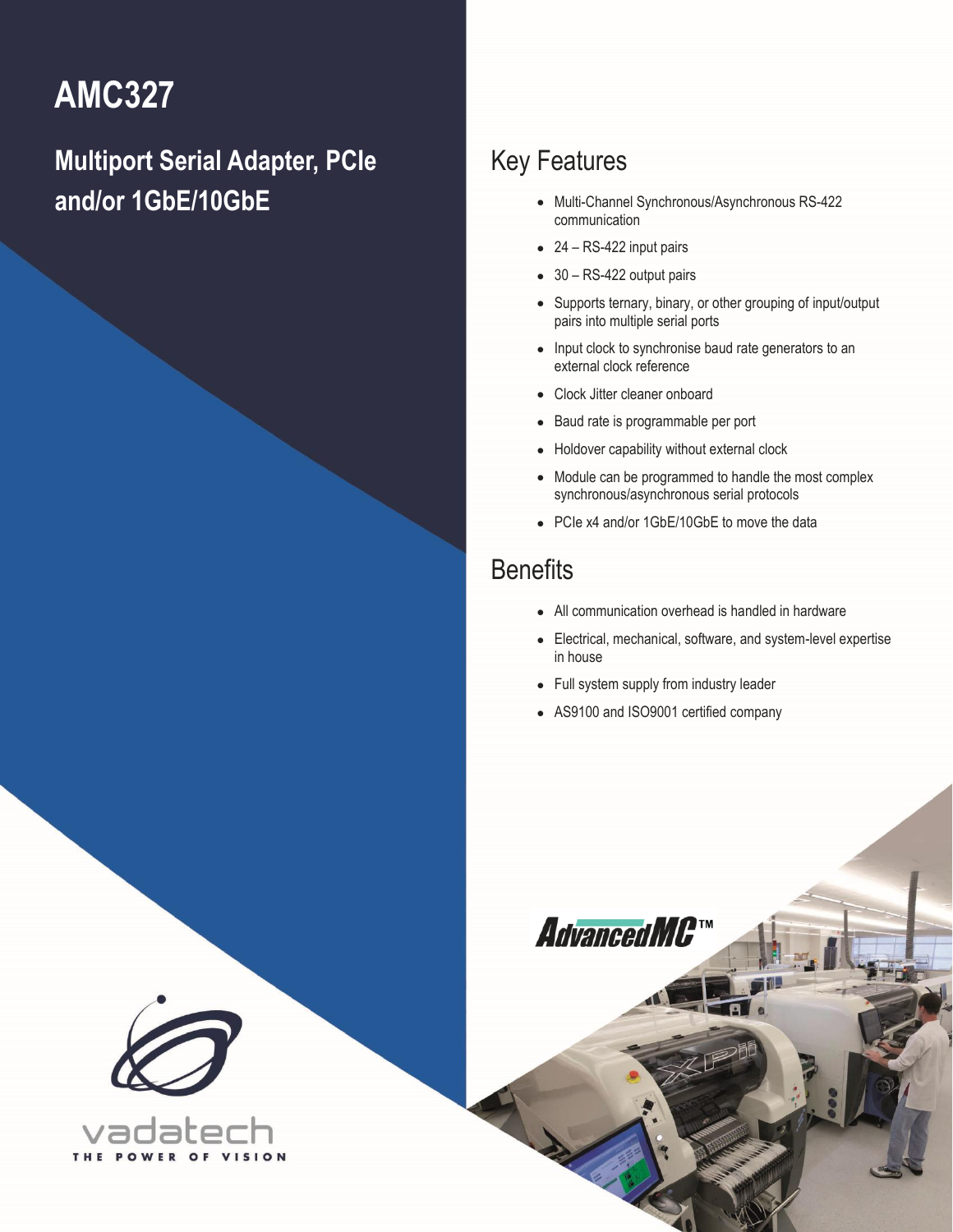# AMC327

## Multiport Serial Adapter, PCIe and/or 1GbE/10GbE

## Key Features

- Multi-Channel Synchronous/Asynchronous RS-422 communication
- 24 – RS-422 input pairs
- 30 – RS-422 output pairs
- Supports ternary, binary, or other grouping of input/output pairs into multiple serial ports
- Input clock to synchronise baud rate generators to an external clock reference
- Clock Jitter cleaner onboard
- Baud rate is programmable per port
- Holdover capability without external clock
- Module can be programmed to handle the most complex synchronous/asynchronous serial protocols
- PCIe x4 and/or 1GbE/10GbE to move the data

## Benefits

- All communication overhead is handled in hardware
- Electrical, mechanical, software, and system-level expertise in house
- Full system supply from industry leader
- AS9100 and ISO9001 certified company

AdvancedMC™

vadatech

THE POWER OF VISION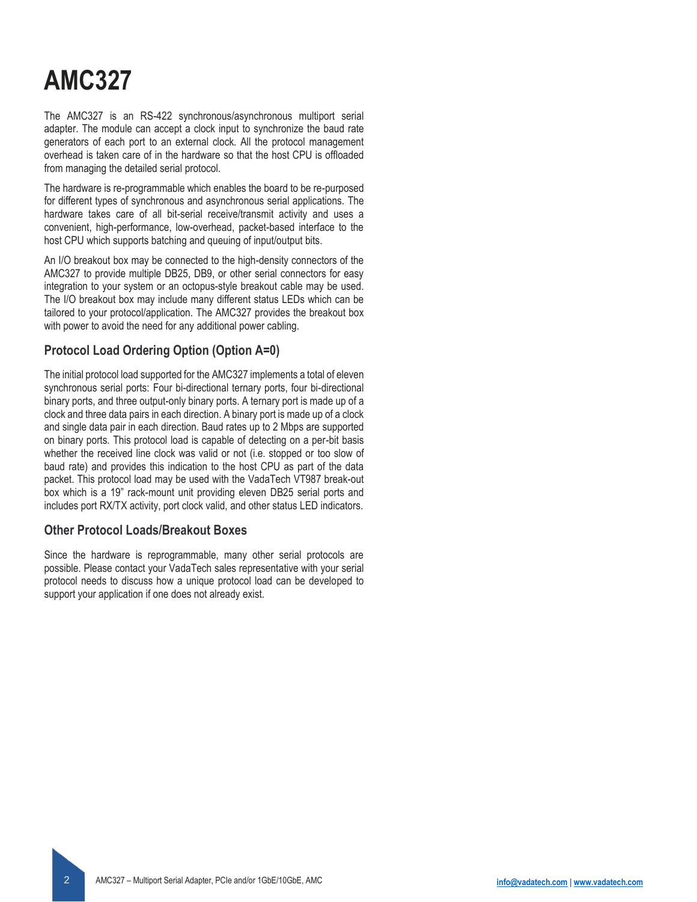# AMC327

The AMC327 is an RS-422 synchronous/asynchronous multiport serial adapter. The module can accept a clock input to synchronize the baud rate generators of each port to an external clock. All the protocol management overhead is taken care of in the hardware so that the host CPU is offloaded from managing the detailed serial protocol.

The hardware is re-programmable which enables the board to be re-purposed for different types of synchronous and asynchronous serial applications. The hardware takes care of all bit-serial receive/transmit activity and uses a convenient, high-performance, low-overhead, packet-based interface to the host CPU which supports batching and queuing of input/output bits.

An I/O breakout box may be connected to the high-density connectors of the AMC327 to provide multiple DB25, DB9, or other serial connectors for easy integration to your system or an octopus-style breakout cable may be used. The I/O breakout box may include many different status LEDs which can be tailored to your protocol/application. The AMC327 provides the breakout box with power to avoid the need for any additional power cabling.

## Protocol Load Ordering Option (Option A=0)

The initial protocol load supported for the AMC327 implements a total of eleven synchronous serial ports: Four bi-directional ternary ports, four bi-directional binary ports, and three output-only binary ports. A ternary port is made up of a clock and three data pairs in each direction. A binary port is made up of a clock and single data pair in each direction. Baud rates up to 2 Mbps are supported on binary ports. This protocol load is capable of detecting on a per-bit basis whether the received line clock was valid or not (i.e. stopped or too slow of baud rate) and provides this indication to the host CPU as part of the data packet. This protocol load may be used with the VadaTech VT987 break-out box which is a 19" rack-mount unit providing eleven DB25 serial ports and includes port RX/TX activity, port clock valid, and other status LED indicators.

## Other Protocol Loads/Breakout Boxes

Since the hardware is reprogrammable, many other serial protocols are possible. Please contact your VadaTech sales representative with your serial protocol needs to discuss how a unique protocol load can be developed to support your application if one does not already exist.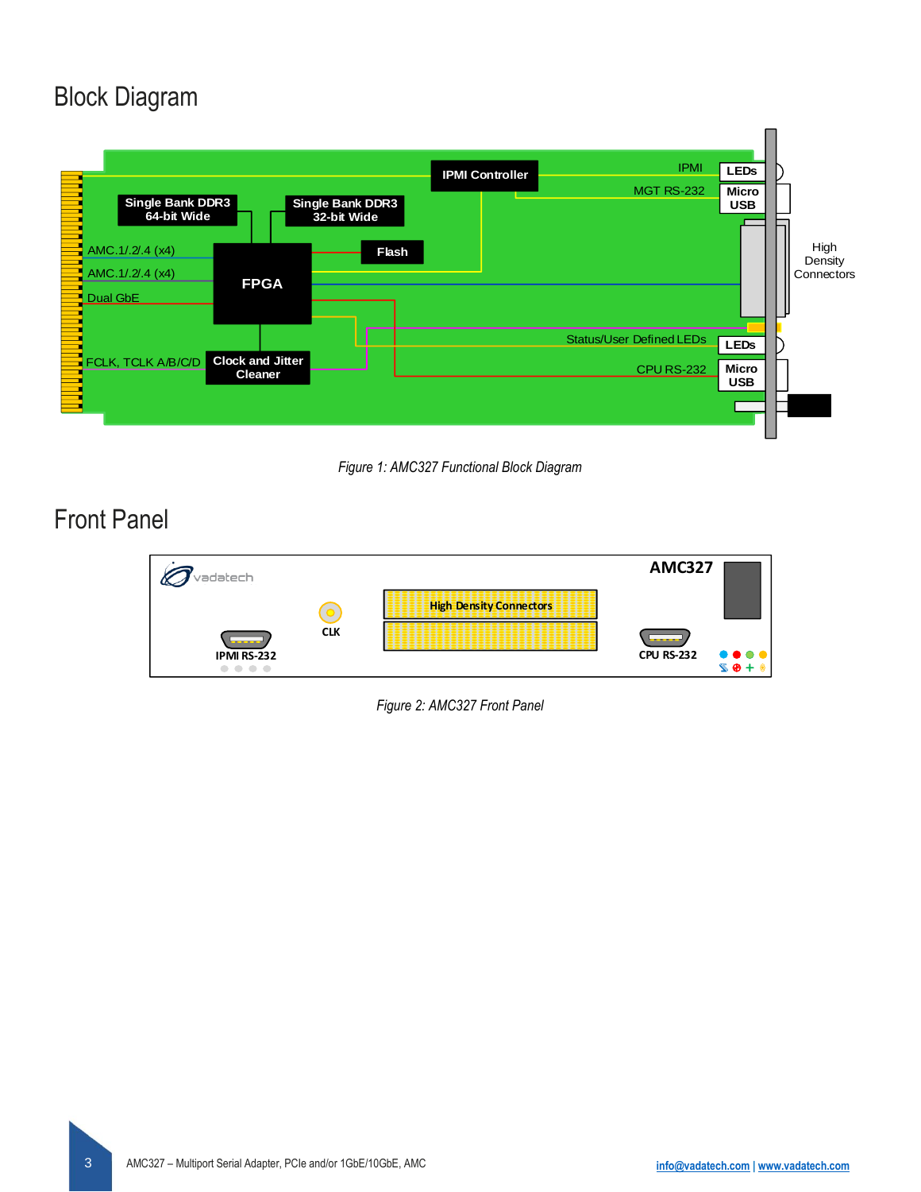## Block Diagram

*Figure 1: AMC327 Functional Block Diagram*

## Front Panel

*Figure 2: AMC327 Front Panel*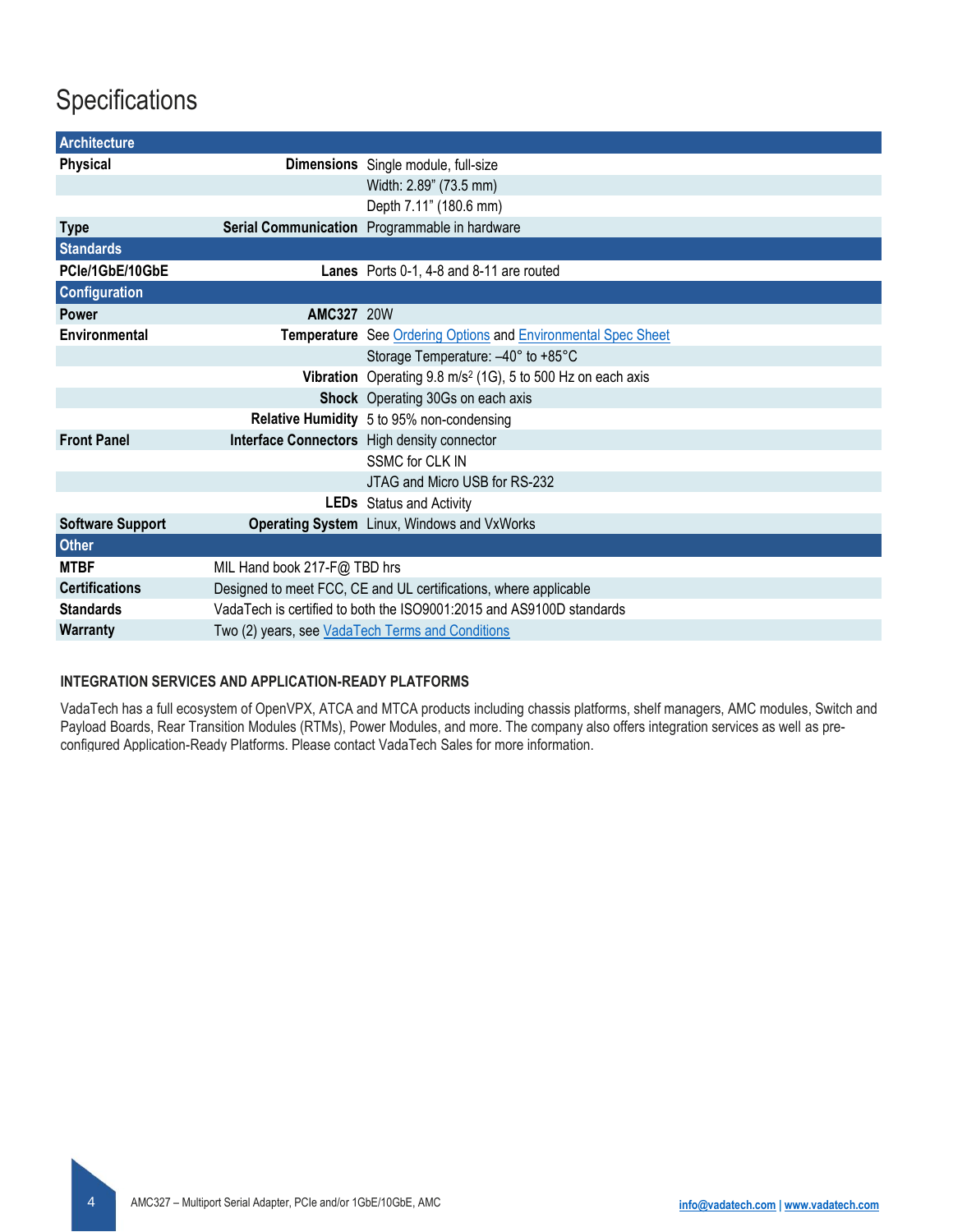# Specifications

| Architecture | | |
|---|---|---|
| **Physical** | **Dimensions** | Single module, full-size |
| | | Width: 2.89" (73.5 mm) |
| | | Depth 7.11" (180.6 mm) |
| **Type** | **Serial Communication** | Programmable in hardware |
| **Standards** | | |
| **PCIe/1GbE/10GbE** | **Lanes** | Ports 0-1, 4-8 and 8-11 are routed |
| **Configuration** | | |
| **Power** | **AMC327** | 20W |
| **Environmental** | **Temperature** | See Ordering Options and Environmental Spec Sheet |
| | | Storage Temperature: –40° to +85°C |
| | **Vibration** | Operating 9.8 m/s² (1G), 5 to 500 Hz on each axis |
| | **Shock** | Operating 30Gs on each axis |
| | **Relative Humidity** | 5 to 95% non-condensing |
| **Front Panel** | **Interface Connectors** | High density connector |
| | | SSMC for CLK IN |
| | | JTAG and Micro USB for RS-232 |
| | **LEDs** | Status and Activity |
| **Software Support** | **Operating System** | Linux, Windows and VxWorks |
| **Other** | | |
| **MTBF** | MIL Hand book 217-F@ TBD hrs | |
| **Certifications** | Designed to meet FCC, CE and UL certifications, where applicable | |
| **Standards** | VadaTech is certified to both the ISO9001:2015 and AS9100D standards | |
| **Warranty** | Two (2) years, see VadaTech Terms and Conditions | |

### INTEGRATION SERVICES AND APPLICATION-READY PLATFORMS

VadaTech has a full ecosystem of OpenVPX, ATCA and MTCA products including chassis platforms, shelf managers, AMC modules, Switch and Payload Boards, Rear Transition Modules (RTMs), Power Modules, and more. The company also offers integration services as well as pre-configured Application-Ready Platforms. Please contact VadaTech Sales for more information.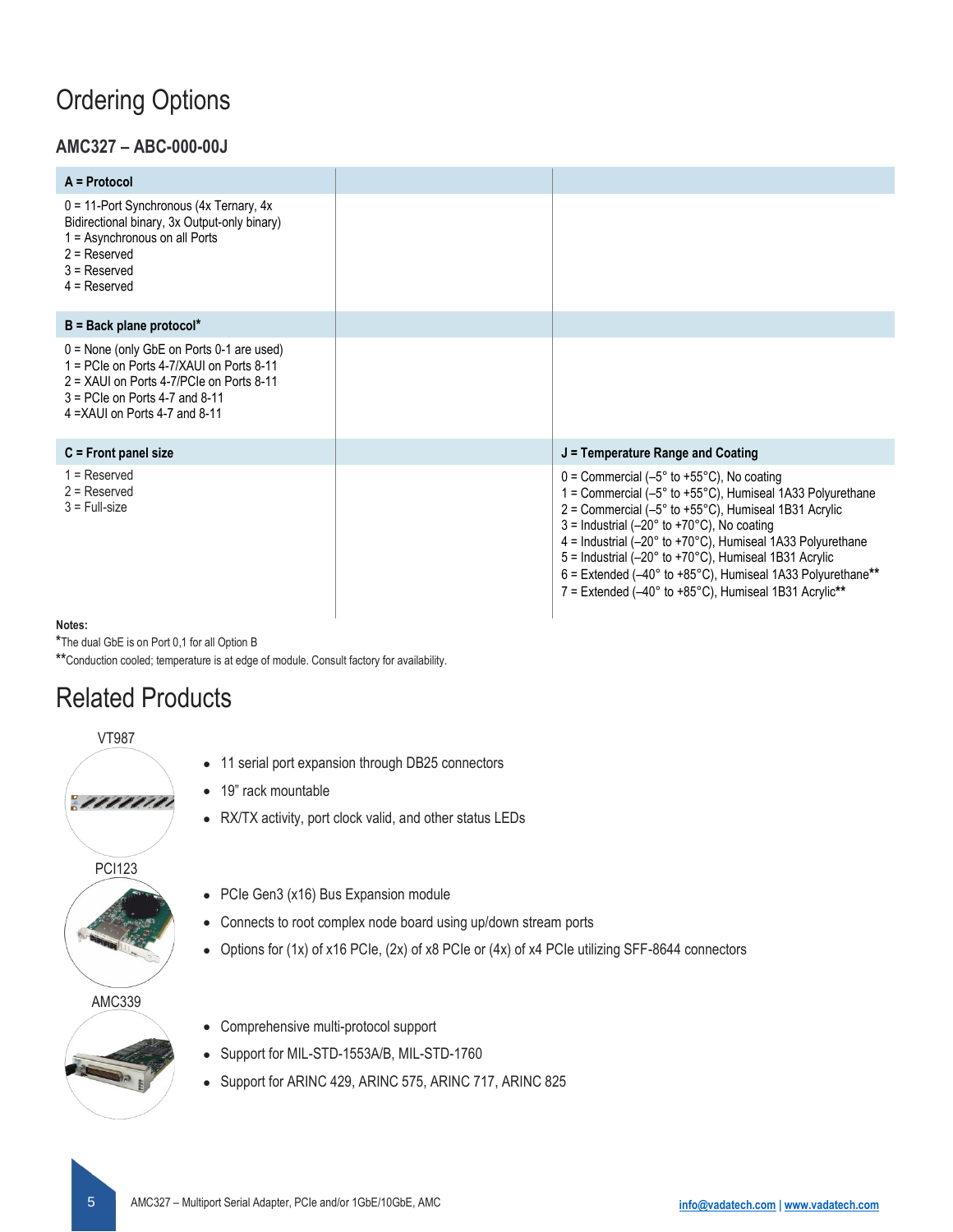# Ordering Options

### AMC327 – ABC-000-00J

| A = Protocol | | |
|---|---|---|
| 0 = 11-Port Synchronous (4x Ternary, 4x Bidirectional binary, 3x Output-only binary)<br>1 = Asynchronous on all Ports<br>2 = Reserved<br>3 = Reserved<br>4 = Reserved | | |
| **B = Back plane protocol*** | | |
| 0 = None (only GbE on Ports 0-1 are used)<br>1 = PCIe on Ports 4-7/XAUI on Ports 8-11<br>2 = XAUI on Ports 4-7/PCIe on Ports 8-11<br>3 = PCIe on Ports 4-7 and 8-11<br>4 =XAUI on Ports 4-7 and 8-11 | | |
| **C = Front panel size** | | **J = Temperature Range and Coating** |
| 1 = Reserved<br>2 = Reserved<br>3 = Full-size | | 0 = Commercial (–5° to +55°C), No coating<br>1 = Commercial (–5° to +55°C), Humiseal 1A33 Polyurethane<br>2 = Commercial (–5° to +55°C), Humiseal 1B31 Acrylic<br>3 = Industrial (–20° to +70°C), No coating<br>4 = Industrial (–20° to +70°C), Humiseal 1A33 Polyurethane<br>5 = Industrial (–20° to +70°C), Humiseal 1B31 Acrylic<br>6 = Extended (–40° to +85°C), Humiseal 1A33 Polyurethane**<br>7 = Extended (–40° to +85°C), Humiseal 1B31 Acrylic** |

**Notes:**

*The dual GbE is on Port 0,1 for all Option B

**Conduction cooled; temperature is at edge of module. Consult factory for availability.

# Related Products

VT987

- 11 serial port expansion through DB25 connectors
- 19" rack mountable
- RX/TX activity, port clock valid, and other status LEDs

PCI123

- PCIe Gen3 (x16) Bus Expansion module
- Connects to root complex node board using up/down stream ports
- Options for (1x) of x16 PCIe, (2x) of x8 PCIe or (4x) of x4 PCIe utilizing SFF-8644 connectors

AMC339

- Comprehensive multi-protocol support
- Support for MIL-STD-1553A/B, MIL-STD-1760
- Support for ARINC 429, ARINC 575, ARINC 717, ARINC 825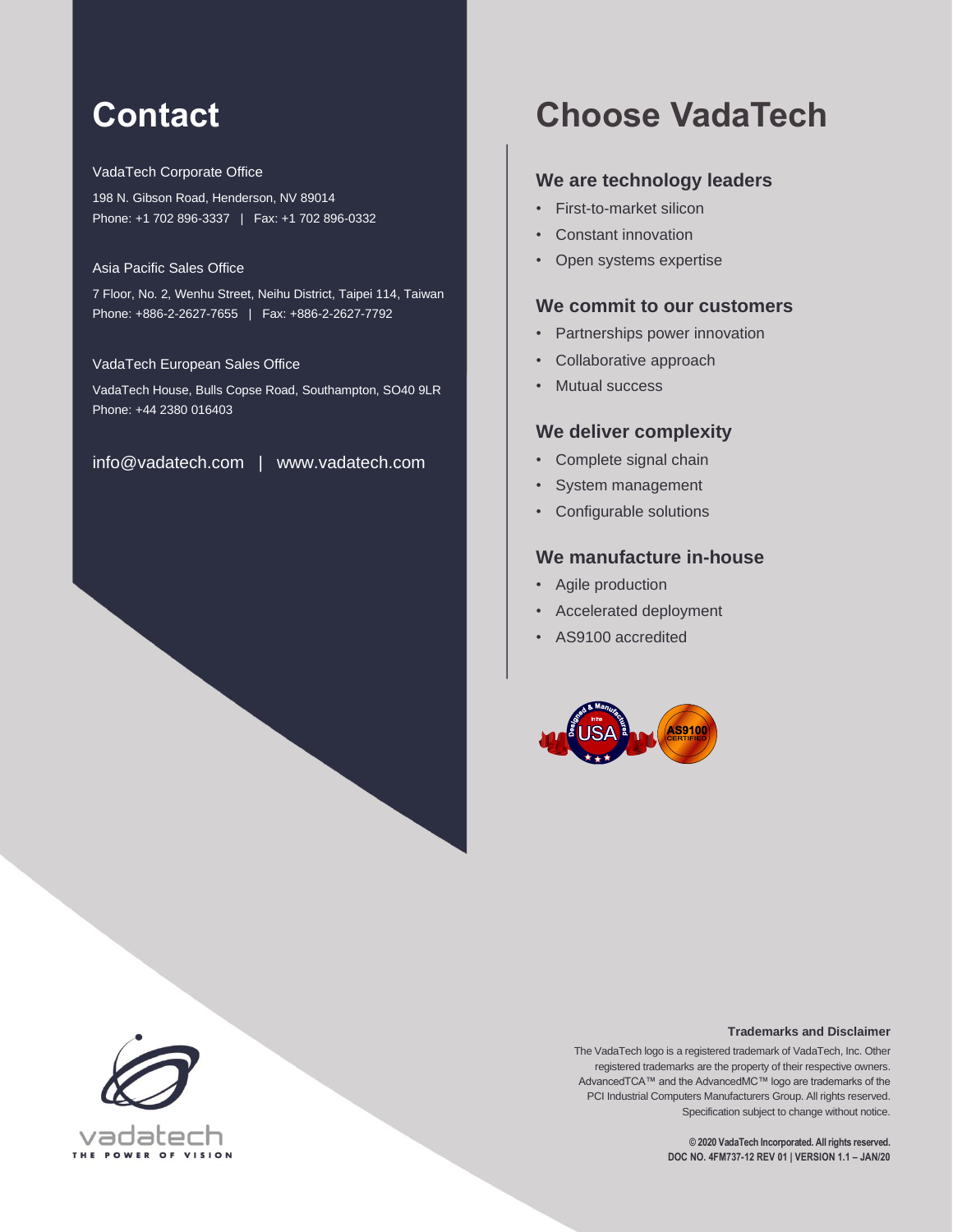# Contact

VadaTech Corporate Office

198 N. Gibson Road, Henderson, NV 89014
Phone: +1 702 896-3337 | Fax: +1 702 896-0332

Asia Pacific Sales Office

7 Floor, No. 2, Wenhu Street, Neihu District, Taipei 114, Taiwan
Phone: +886-2-2627-7655 | Fax: +886-2-2627-7792

VadaTech European Sales Office

VadaTech House, Bulls Copse Road, Southampton, SO40 9LR
Phone: +44 2380 016403

info@vadatech.com | www.vadatech.com

# Choose VadaTech

## We are technology leaders

- First-to-market silicon
- Constant innovation
- Open systems expertise

## We commit to our customers

- Partnerships power innovation
- Collaborative approach
- Mutual success

## We deliver complexity

- Complete signal chain
- System management
- Configurable solutions

## We manufacture in-house

- Agile production
- Accelerated deployment
- AS9100 accredited

**Trademarks and Disclaimer**

The VadaTech logo is a registered trademark of VadaTech, Inc. Other registered trademarks are the property of their respective owners. AdvancedTCA™ and the AdvancedMC™ logo are trademarks of the PCI Industrial Computers Manufacturers Group. All rights reserved. Specification subject to change without notice.

**© 2020 VadaTech Incorporated. All rights reserved.**
**DOC NO. 4FM737-12 REV 01 | VERSION 1.1 – JAN/20**